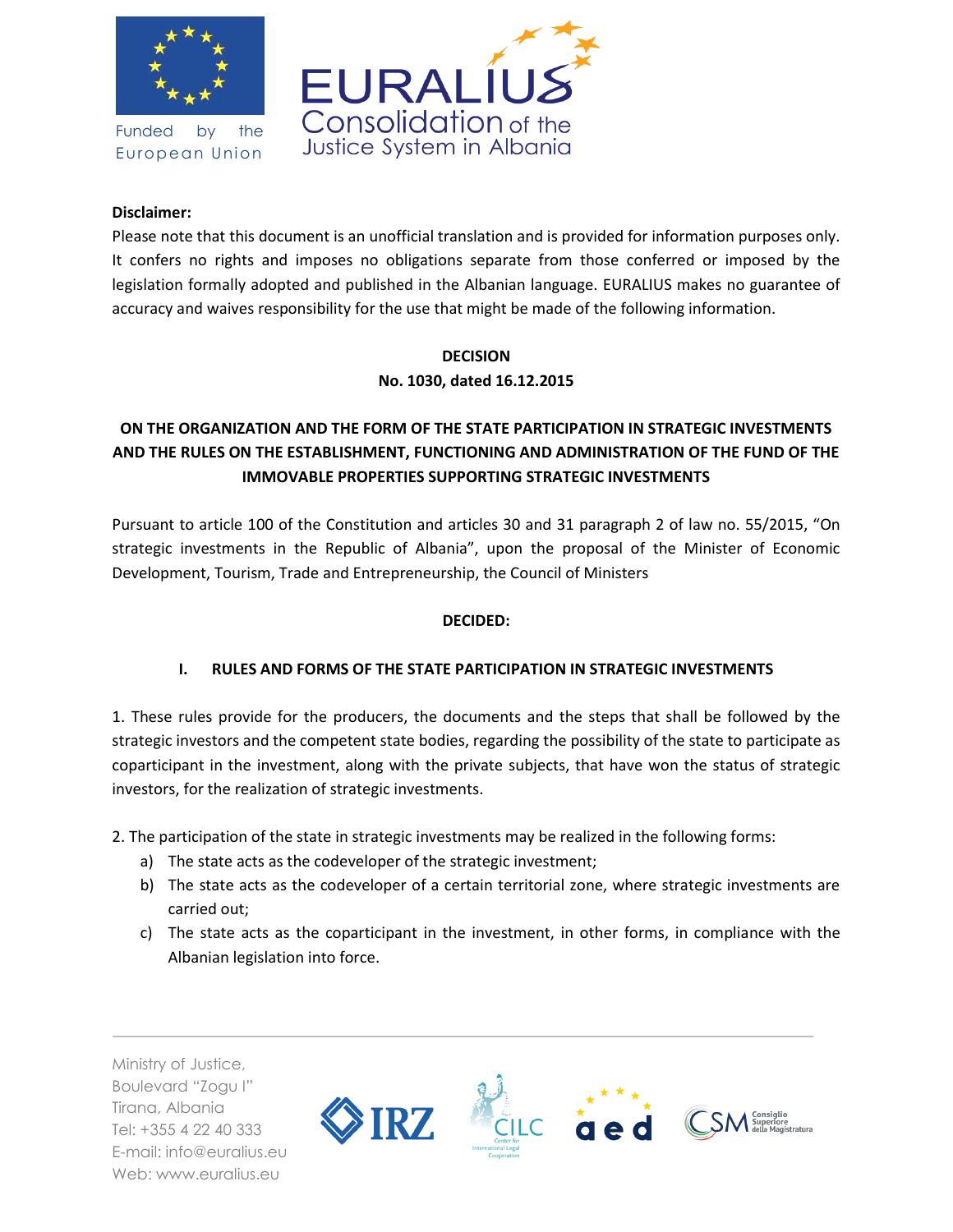**Disclaimer:**

Please note that this document is an unofficial translation and is provided for information purposes only. It confers no rights and imposes no obligations separate from those conferred or imposed by the legislation formally adopted and published in the Albanian language. EURALIUS makes no guarantee of accuracy and waives responsibility for the use that might be made of the following information.

**DECISION**

**No. 1030, dated 16.12.2015**

# ON THE ORGANIZATION AND THE FORM OF THE STATE PARTICIPATION IN STRATEGIC INVESTMENTS AND THE RULES ON THE ESTABLISHMENT, FUNCTIONING AND ADMINISTRATION OF THE FUND OF THE IMMOVABLE PROPERTIES SUPPORTING STRATEGIC INVESTMENTS

Pursuant to article 100 of the Constitution and articles 30 and 31 paragraph 2 of law no. 55/2015, "On strategic investments in the Republic of Albania", upon the proposal of the Minister of Economic Development, Tourism, Trade and Entrepreneurship, the Council of Ministers

**DECIDED:**

## I. RULES AND FORMS OF THE STATE PARTICIPATION IN STRATEGIC INVESTMENTS

1. These rules provide for the producers, the documents and the steps that shall be followed by the strategic investors and the competent state bodies, regarding the possibility of the state to participate as coparticipant in the investment, along with the private subjects, that have won the status of strategic investors, for the realization of strategic investments.

2. The participation of the state in strategic investments may be realized in the following forms:

a) The state acts as the codeveloper of the strategic investment;

b) The state acts as the codeveloper of a certain territorial zone, where strategic investments are carried out;

c) The state acts as the coparticipant in the investment, in other forms, in compliance with the Albanian legislation into force.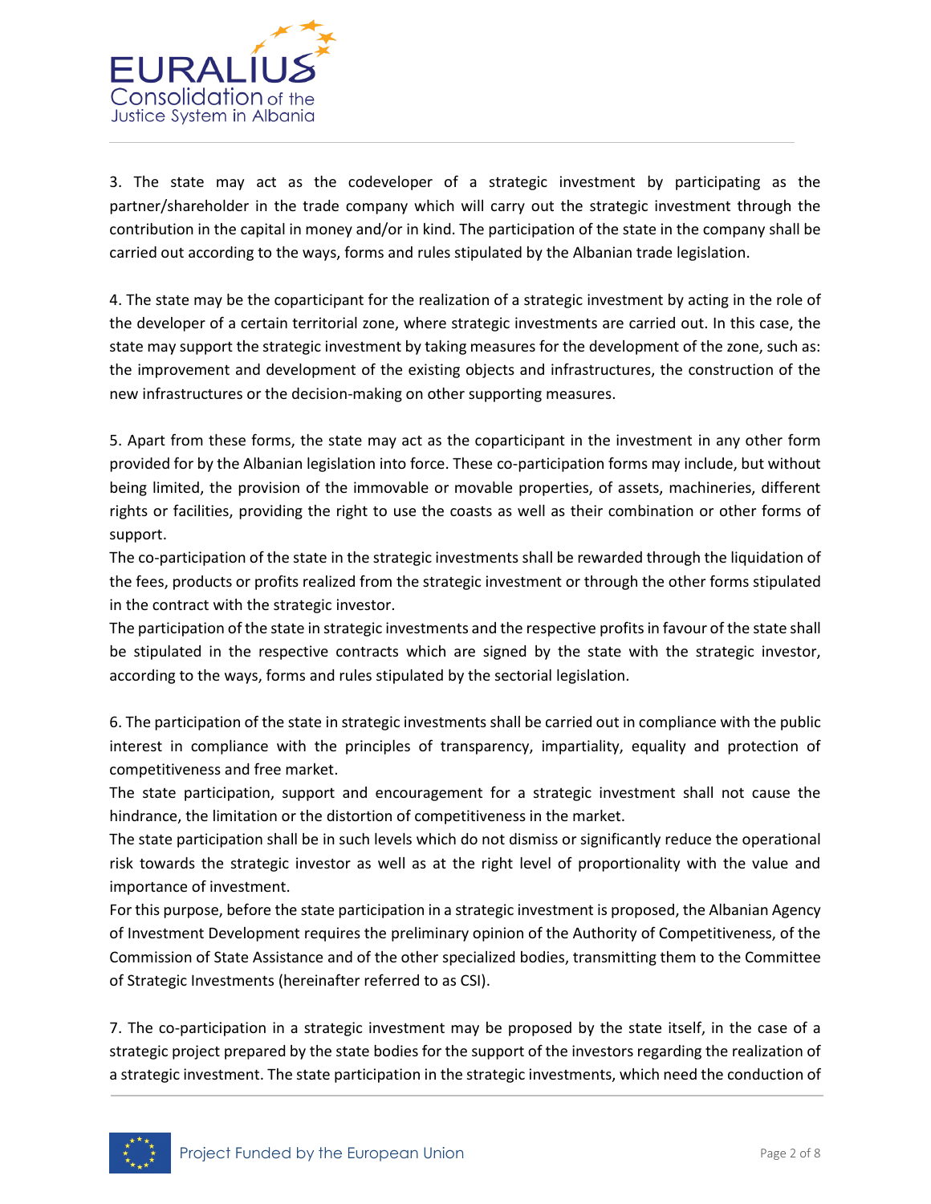3. The state may act as the codeveloper of a strategic investment by participating as the partner/shareholder in the trade company which will carry out the strategic investment through the contribution in the capital in money and/or in kind. The participation of the state in the company shall be carried out according to the ways, forms and rules stipulated by the Albanian trade legislation.

4. The state may be the coparticipant for the realization of a strategic investment by acting in the role of the developer of a certain territorial zone, where strategic investments are carried out. In this case, the state may support the strategic investment by taking measures for the development of the zone, such as: the improvement and development of the existing objects and infrastructures, the construction of the new infrastructures or the decision-making on other supporting measures.

5. Apart from these forms, the state may act as the coparticipant in the investment in any other form provided for by the Albanian legislation into force. These co-participation forms may include, but without being limited, the provision of the immovable or movable properties, of assets, machineries, different rights or facilities, providing the right to use the coasts as well as their combination or other forms of support.
The co-participation of the state in the strategic investments shall be rewarded through the liquidation of the fees, products or profits realized from the strategic investment or through the other forms stipulated in the contract with the strategic investor.
The participation of the state in strategic investments and the respective profits in favour of the state shall be stipulated in the respective contracts which are signed by the state with the strategic investor, according to the ways, forms and rules stipulated by the sectorial legislation.

6. The participation of the state in strategic investments shall be carried out in compliance with the public interest in compliance with the principles of transparency, impartiality, equality and protection of competitiveness and free market.
The state participation, support and encouragement for a strategic investment shall not cause the hindrance, the limitation or the distortion of competitiveness in the market.
The state participation shall be in such levels which do not dismiss or significantly reduce the operational risk towards the strategic investor as well as at the right level of proportionality with the value and importance of investment.
For this purpose, before the state participation in a strategic investment is proposed, the Albanian Agency of Investment Development requires the preliminary opinion of the Authority of Competitiveness, of the Commission of State Assistance and of the other specialized bodies, transmitting them to the Committee of Strategic Investments (hereinafter referred to as CSI).

7. The co-participation in a strategic investment may be proposed by the state itself, in the case of a strategic project prepared by the state bodies for the support of the investors regarding the realization of a strategic investment. The state participation in the strategic investments, which need the conduction of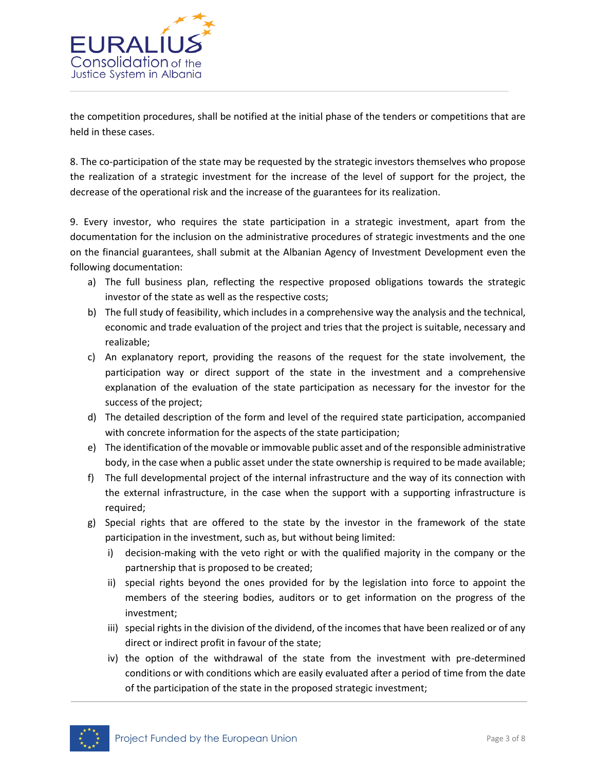the competition procedures, shall be notified at the initial phase of the tenders or competitions that are held in these cases.

8. The co-participation of the state may be requested by the strategic investors themselves who propose the realization of a strategic investment for the increase of the level of support for the project, the decrease of the operational risk and the increase of the guarantees for its realization.

9. Every investor, who requires the state participation in a strategic investment, apart from the documentation for the inclusion on the administrative procedures of strategic investments and the one on the financial guarantees, shall submit at the Albanian Agency of Investment Development even the following documentation:

a) The full business plan, reflecting the respective proposed obligations towards the strategic investor of the state as well as the respective costs;
b) The full study of feasibility, which includes in a comprehensive way the analysis and the technical, economic and trade evaluation of the project and tries that the project is suitable, necessary and realizable;
c) An explanatory report, providing the reasons of the request for the state involvement, the participation way or direct support of the state in the investment and a comprehensive explanation of the evaluation of the state participation as necessary for the investor for the success of the project;
d) The detailed description of the form and level of the required state participation, accompanied with concrete information for the aspects of the state participation;
e) The identification of the movable or immovable public asset and of the responsible administrative body, in the case when a public asset under the state ownership is required to be made available;
f) The full developmental project of the internal infrastructure and the way of its connection with the external infrastructure, in the case when the support with a supporting infrastructure is required;
g) Special rights that are offered to the state by the investor in the framework of the state participation in the investment, such as, but without being limited:
    i) decision-making with the veto right or with the qualified majority in the company or the partnership that is proposed to be created;
    ii) special rights beyond the ones provided for by the legislation into force to appoint the members of the steering bodies, auditors or to get information on the progress of the investment;
    iii) special rights in the division of the dividend, of the incomes that have been realized or of any direct or indirect profit in favour of the state;
    iv) the option of the withdrawal of the state from the investment with pre-determined conditions or with conditions which are easily evaluated after a period of time from the date of the participation of the state in the proposed strategic investment;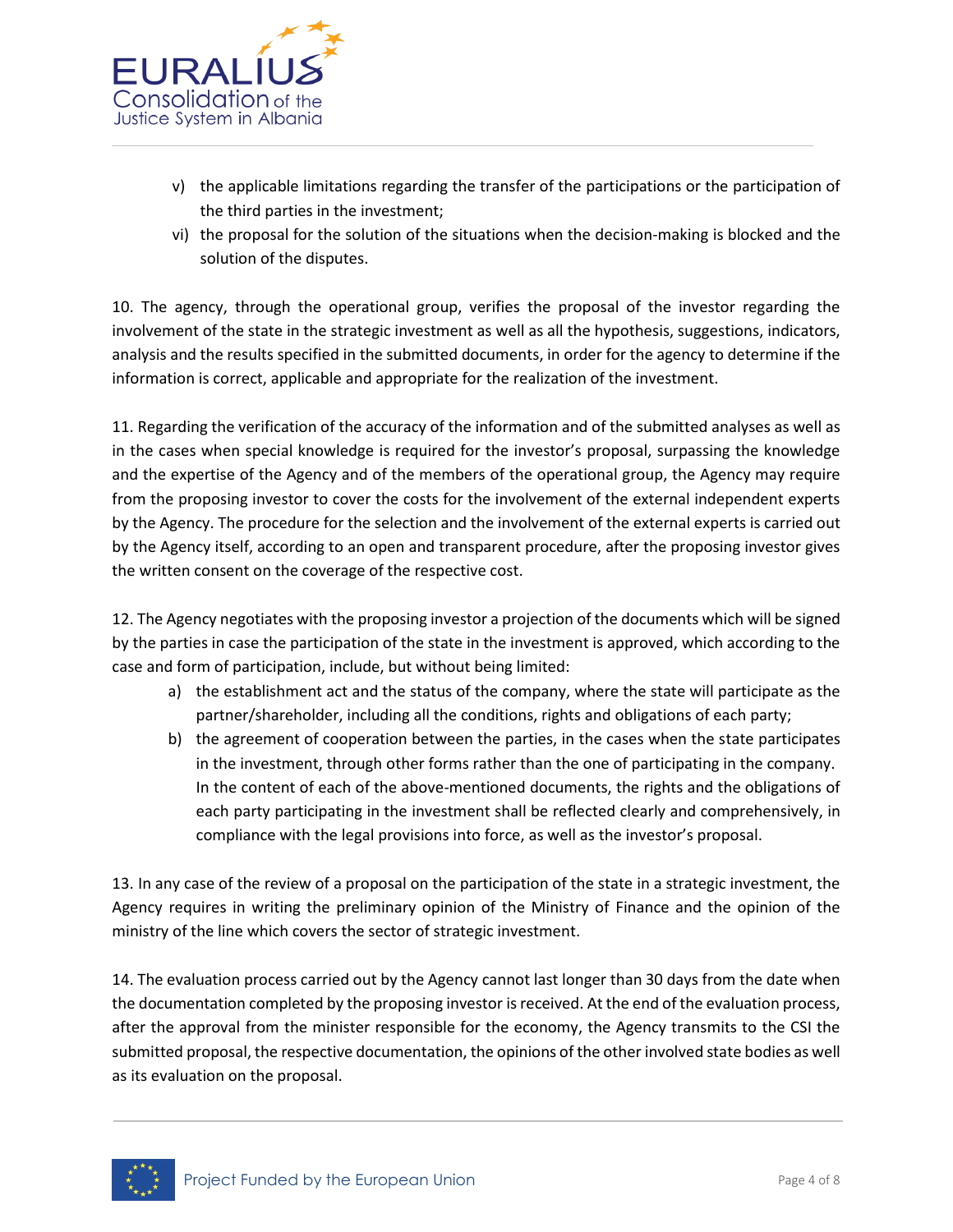v) the applicable limitations regarding the transfer of the participations or the participation of the third parties in the investment;

vi) the proposal for the solution of the situations when the decision-making is blocked and the solution of the disputes.

10. The agency, through the operational group, verifies the proposal of the investor regarding the involvement of the state in the strategic investment as well as all the hypothesis, suggestions, indicators, analysis and the results specified in the submitted documents, in order for the agency to determine if the information is correct, applicable and appropriate for the realization of the investment.

11. Regarding the verification of the accuracy of the information and of the submitted analyses as well as in the cases when special knowledge is required for the investor's proposal, surpassing the knowledge and the expertise of the Agency and of the members of the operational group, the Agency may require from the proposing investor to cover the costs for the involvement of the external independent experts by the Agency. The procedure for the selection and the involvement of the external experts is carried out by the Agency itself, according to an open and transparent procedure, after the proposing investor gives the written consent on the coverage of the respective cost.

12. The Agency negotiates with the proposing investor a projection of the documents which will be signed by the parties in case the participation of the state in the investment is approved, which according to the case and form of participation, include, but without being limited:

a) the establishment act and the status of the company, where the state will participate as the partner/shareholder, including all the conditions, rights and obligations of each party;

b) the agreement of cooperation between the parties, in the cases when the state participates in the investment, through other forms rather than the one of participating in the company. In the content of each of the above-mentioned documents, the rights and the obligations of each party participating in the investment shall be reflected clearly and comprehensively, in compliance with the legal provisions into force, as well as the investor's proposal.

13. In any case of the review of a proposal on the participation of the state in a strategic investment, the Agency requires in writing the preliminary opinion of the Ministry of Finance and the opinion of the ministry of the line which covers the sector of strategic investment.

14. The evaluation process carried out by the Agency cannot last longer than 30 days from the date when the documentation completed by the proposing investor is received. At the end of the evaluation process, after the approval from the minister responsible for the economy, the Agency transmits to the CSI the submitted proposal, the respective documentation, the opinions of the other involved state bodies as well as its evaluation on the proposal.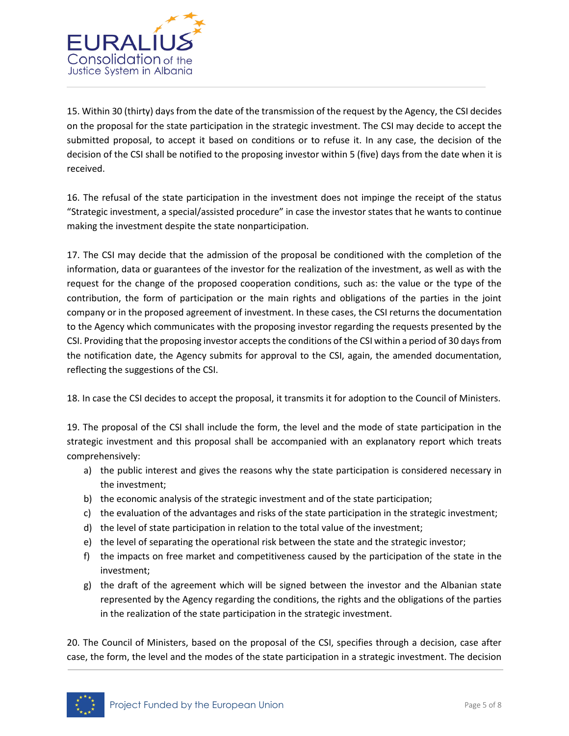15. Within 30 (thirty) days from the date of the transmission of the request by the Agency, the CSI decides on the proposal for the state participation in the strategic investment. The CSI may decide to accept the submitted proposal, to accept it based on conditions or to refuse it. In any case, the decision of the decision of the CSI shall be notified to the proposing investor within 5 (five) days from the date when it is received.

16. The refusal of the state participation in the investment does not impinge the receipt of the status "Strategic investment, a special/assisted procedure" in case the investor states that he wants to continue making the investment despite the state nonparticipation.

17. The CSI may decide that the admission of the proposal be conditioned with the completion of the information, data or guarantees of the investor for the realization of the investment, as well as with the request for the change of the proposed cooperation conditions, such as: the value or the type of the contribution, the form of participation or the main rights and obligations of the parties in the joint company or in the proposed agreement of investment. In these cases, the CSI returns the documentation to the Agency which communicates with the proposing investor regarding the requests presented by the CSI. Providing that the proposing investor accepts the conditions of the CSI within a period of 30 days from the notification date, the Agency submits for approval to the CSI, again, the amended documentation, reflecting the suggestions of the CSI.

18. In case the CSI decides to accept the proposal, it transmits it for adoption to the Council of Ministers.

19. The proposal of the CSI shall include the form, the level and the mode of state participation in the strategic investment and this proposal shall be accompanied with an explanatory report which treats comprehensively:

a) the public interest and gives the reasons why the state participation is considered necessary in the investment;
b) the economic analysis of the strategic investment and of the state participation;
c) the evaluation of the advantages and risks of the state participation in the strategic investment;
d) the level of state participation in relation to the total value of the investment;
e) the level of separating the operational risk between the state and the strategic investor;
f) the impacts on free market and competitiveness caused by the participation of the state in the investment;
g) the draft of the agreement which will be signed between the investor and the Albanian state represented by the Agency regarding the conditions, the rights and the obligations of the parties in the realization of the state participation in the strategic investment.

20. The Council of Ministers, based on the proposal of the CSI, specifies through a decision, case after case, the form, the level and the modes of the state participation in a strategic investment. The decision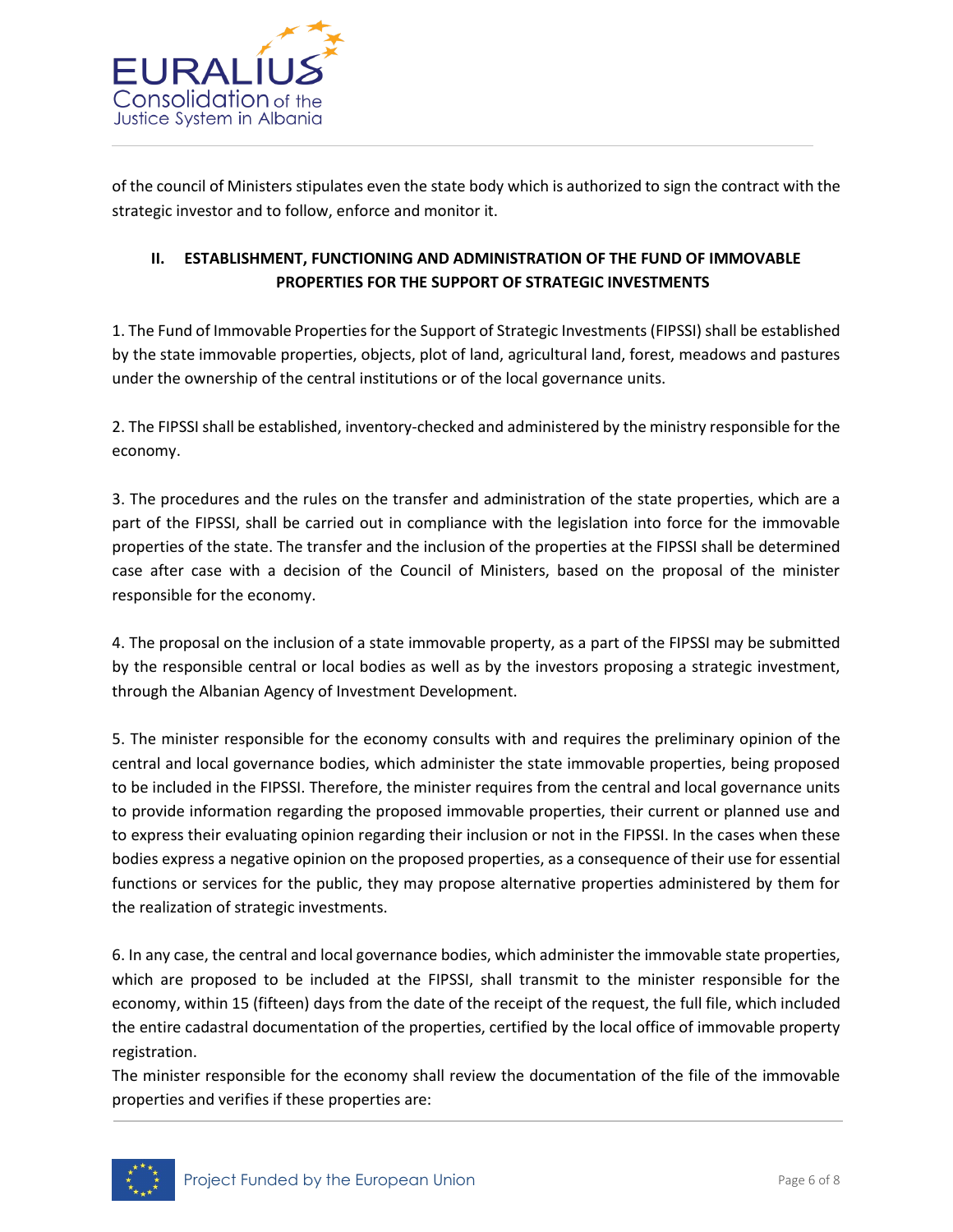of the council of Ministers stipulates even the state body which is authorized to sign the contract with the strategic investor and to follow, enforce and monitor it.

## II. ESTABLISHMENT, FUNCTIONING AND ADMINISTRATION OF THE FUND OF IMMOVABLE PROPERTIES FOR THE SUPPORT OF STRATEGIC INVESTMENTS

1. The Fund of Immovable Properties for the Support of Strategic Investments (FIPSSI) shall be established by the state immovable properties, objects, plot of land, agricultural land, forest, meadows and pastures under the ownership of the central institutions or of the local governance units.

2. The FIPSSI shall be established, inventory-checked and administered by the ministry responsible for the economy.

3. The procedures and the rules on the transfer and administration of the state properties, which are a part of the FIPSSI, shall be carried out in compliance with the legislation into force for the immovable properties of the state. The transfer and the inclusion of the properties at the FIPSSI shall be determined case after case with a decision of the Council of Ministers, based on the proposal of the minister responsible for the economy.

4. The proposal on the inclusion of a state immovable property, as a part of the FIPSSI may be submitted by the responsible central or local bodies as well as by the investors proposing a strategic investment, through the Albanian Agency of Investment Development.

5. The minister responsible for the economy consults with and requires the preliminary opinion of the central and local governance bodies, which administer the state immovable properties, being proposed to be included in the FIPSSI. Therefore, the minister requires from the central and local governance units to provide information regarding the proposed immovable properties, their current or planned use and to express their evaluating opinion regarding their inclusion or not in the FIPSSI. In the cases when these bodies express a negative opinion on the proposed properties, as a consequence of their use for essential functions or services for the public, they may propose alternative properties administered by them for the realization of strategic investments.

6. In any case, the central and local governance bodies, which administer the immovable state properties, which are proposed to be included at the FIPSSI, shall transmit to the minister responsible for the economy, within 15 (fifteen) days from the date of the receipt of the request, the full file, which included the entire cadastral documentation of the properties, certified by the local office of immovable property registration.
The minister responsible for the economy shall review the documentation of the file of the immovable properties and verifies if these properties are: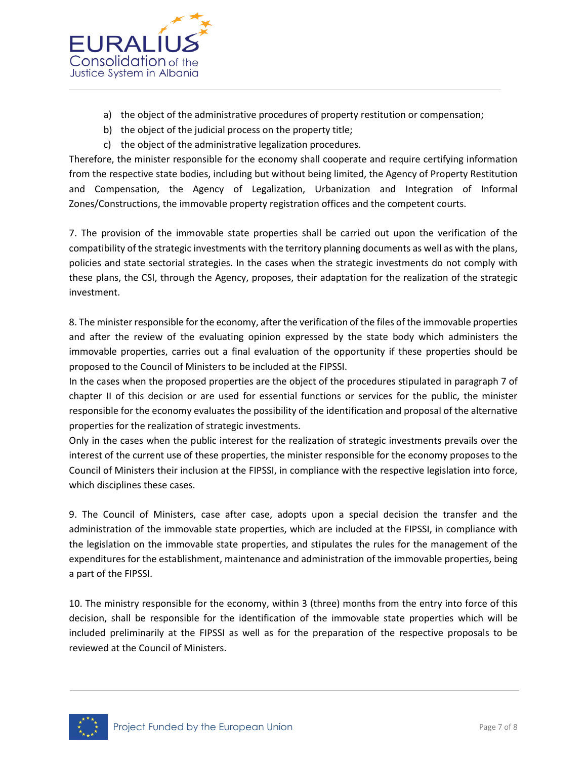a) the object of the administrative procedures of property restitution or compensation;
b) the object of the judicial process on the property title;
c) the object of the administrative legalization procedures.

Therefore, the minister responsible for the economy shall cooperate and require certifying information from the respective state bodies, including but without being limited, the Agency of Property Restitution and Compensation, the Agency of Legalization, Urbanization and Integration of Informal Zones/Constructions, the immovable property registration offices and the competent courts.

7. The provision of the immovable state properties shall be carried out upon the verification of the compatibility of the strategic investments with the territory planning documents as well as with the plans, policies and state sectorial strategies. In the cases when the strategic investments do not comply with these plans, the CSI, through the Agency, proposes, their adaptation for the realization of the strategic investment.

8. The minister responsible for the economy, after the verification of the files of the immovable properties and after the review of the evaluating opinion expressed by the state body which administers the immovable properties, carries out a final evaluation of the opportunity if these properties should be proposed to the Council of Ministers to be included at the FIPSSI.

In the cases when the proposed properties are the object of the procedures stipulated in paragraph 7 of chapter II of this decision or are used for essential functions or services for the public, the minister responsible for the economy evaluates the possibility of the identification and proposal of the alternative properties for the realization of strategic investments.

Only in the cases when the public interest for the realization of strategic investments prevails over the interest of the current use of these properties, the minister responsible for the economy proposes to the Council of Ministers their inclusion at the FIPSSI, in compliance with the respective legislation into force, which disciplines these cases.

9. The Council of Ministers, case after case, adopts upon a special decision the transfer and the administration of the immovable state properties, which are included at the FIPSSI, in compliance with the legislation on the immovable state properties, and stipulates the rules for the management of the expenditures for the establishment, maintenance and administration of the immovable properties, being a part of the FIPSSI.

10. The ministry responsible for the economy, within 3 (three) months from the entry into force of this decision, shall be responsible for the identification of the immovable state properties which will be included preliminarily at the FIPSSI as well as for the preparation of the respective proposals to be reviewed at the Council of Ministers.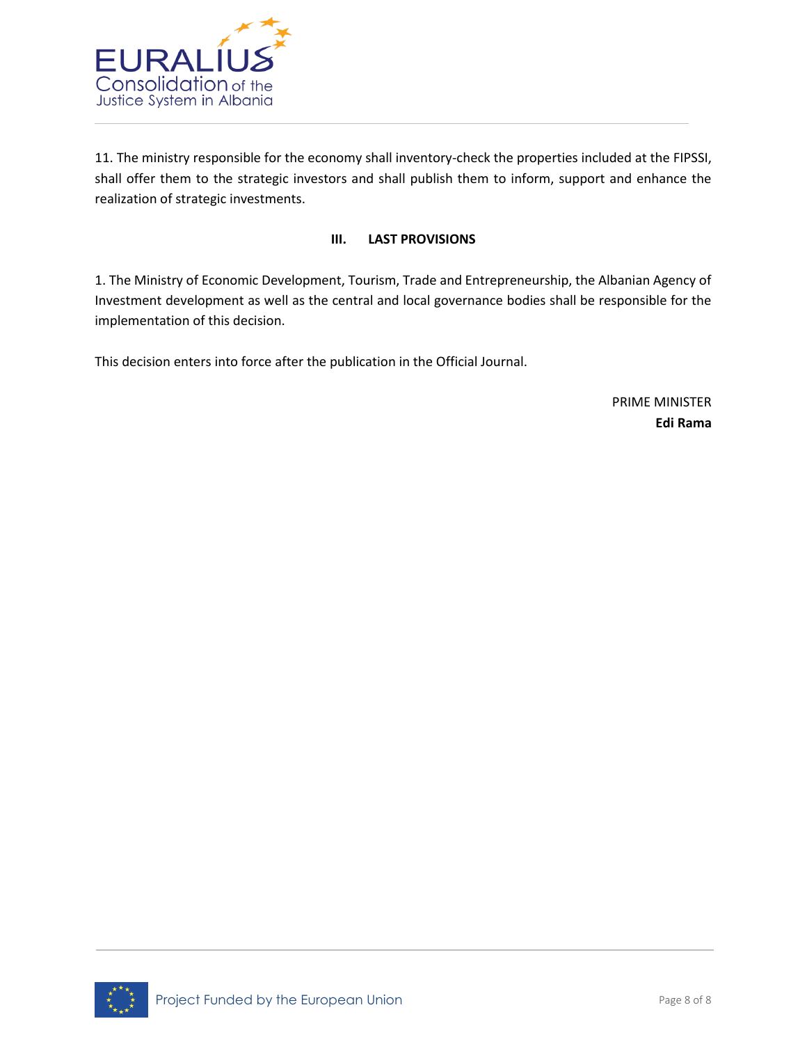11. The ministry responsible for the economy shall inventory-check the properties included at the FIPSSI, shall offer them to the strategic investors and shall publish them to inform, support and enhance the realization of strategic investments.

## III. LAST PROVISIONS

1. The Ministry of Economic Development, Tourism, Trade and Entrepreneurship, the Albanian Agency of Investment development as well as the central and local governance bodies shall be responsible for the implementation of this decision.

This decision enters into force after the publication in the Official Journal.

PRIME MINISTER
**Edi Rama**